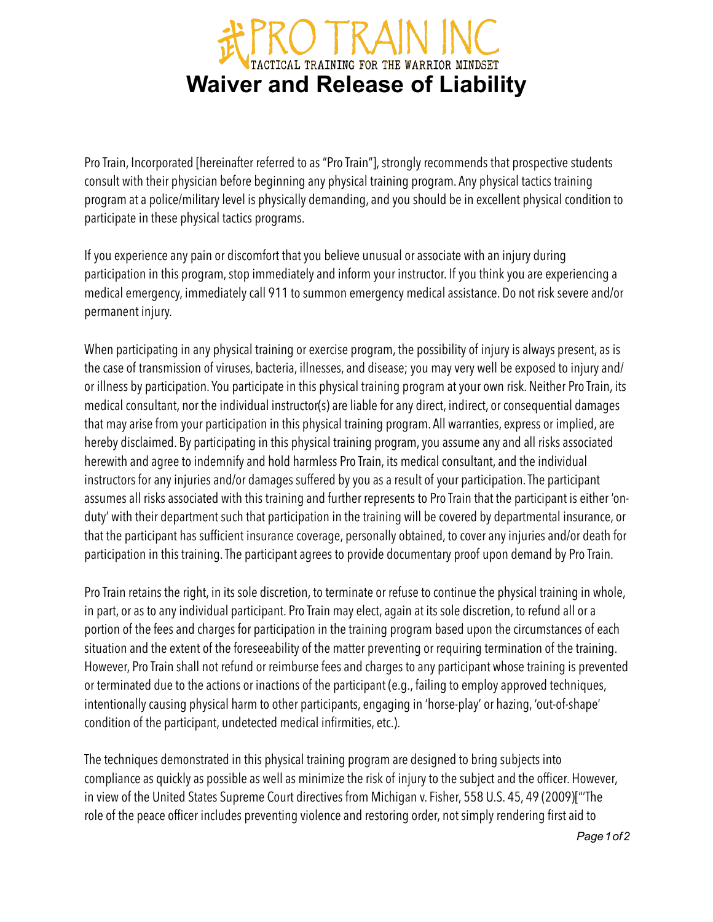# 武PRO TRAIN INC

TACTICAL TRAINING FOR THE WARRIOR MINDSET

# Waiver and Release of Liability

Pro Train, Incorporated [hereinafter referred to as "Pro Train"], strongly recommends that prospective students consult with their physician before beginning any physical training program. Any physical tactics training program at a police/military level is physically demanding, and you should be in excellent physical condition to participate in these physical tactics programs.

If you experience any pain or discomfort that you believe unusual or associate with an injury during participation in this program, stop immediately and inform your instructor. If you think you are experiencing a medical emergency, immediately call 911 to summon emergency medical assistance. Do not risk severe and/or permanent injury.

When participating in any physical training or exercise program, the possibility of injury is always present, as is the case of transmission of viruses, bacteria, illnesses, and disease; you may very well be exposed to injury and/or illness by participation. You participate in this physical training program at your own risk. Neither Pro Train, its medical consultant, nor the individual instructor(s) are liable for any direct, indirect, or consequential damages that may arise from your participation in this physical training program. All warranties, express or implied, are hereby disclaimed. By participating in this physical training program, you assume any and all risks associated herewith and agree to indemnify and hold harmless Pro Train, its medical consultant, and the individual instructors for any injuries and/or damages suffered by you as a result of your participation. The participant assumes all risks associated with this training and further represents to Pro Train that the participant is either 'on-duty' with their department such that participation in the training will be covered by departmental insurance, or that the participant has sufficient insurance coverage, personally obtained, to cover any injuries and/or death for participation in this training. The participant agrees to provide documentary proof upon demand by Pro Train.

Pro Train retains the right, in its sole discretion, to terminate or refuse to continue the physical training in whole, in part, or as to any individual participant. Pro Train may elect, again at its sole discretion, to refund all or a portion of the fees and charges for participation in the training program based upon the circumstances of each situation and the extent of the foreseeability of the matter preventing or requiring termination of the training. However, Pro Train shall not refund or reimburse fees and charges to any participant whose training is prevented or terminated due to the actions or inactions of the participant (e.g., failing to employ approved techniques, intentionally causing physical harm to other participants, engaging in 'horse-play' or hazing, 'out-of-shape' condition of the participant, undetected medical infirmities, etc.).

The techniques demonstrated in this physical training program are designed to bring subjects into compliance as quickly as possible as well as minimize the risk of injury to the subject and the officer. However, in view of the United States Supreme Court directives from Michigan v. Fisher, 558 U.S. 45, 49 (2009)["'The role of the peace officer includes preventing violence and restoring order, not simply rendering first aid to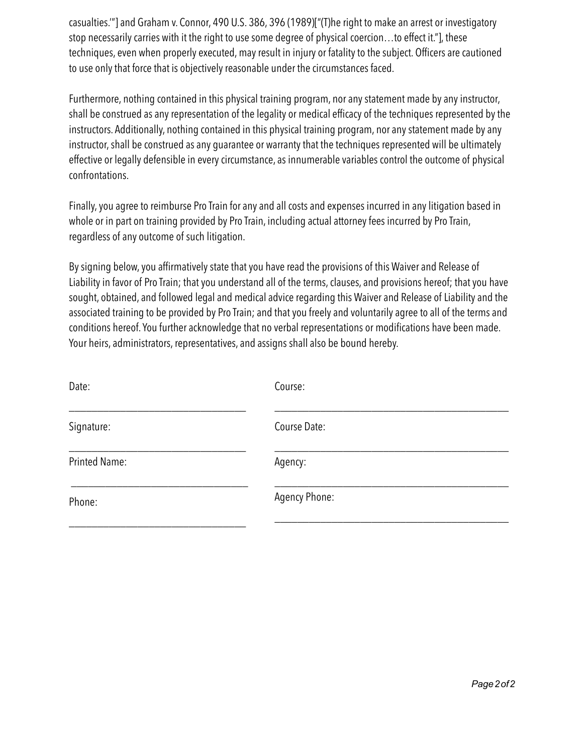casualties.'"] and Graham v. Connor, 490 U.S. 386, 396 (1989)["(T)he right to make an arrest or investigatory stop necessarily carries with it the right to use some degree of physical coercion…to effect it."], these techniques, even when properly executed, may result in injury or fatality to the subject. Officers are cautioned to use only that force that is objectively reasonable under the circumstances faced.

Furthermore, nothing contained in this physical training program, nor any statement made by any instructor, shall be construed as any representation of the legality or medical efficacy of the techniques represented by the instructors. Additionally, nothing contained in this physical training program, nor any statement made by any instructor, shall be construed as any guarantee or warranty that the techniques represented will be ultimately effective or legally defensible in every circumstance, as innumerable variables control the outcome of physical confrontations.

Finally, you agree to reimburse Pro Train for any and all costs and expenses incurred in any litigation based in whole or in part on training provided by Pro Train, including actual attorney fees incurred by Pro Train, regardless of any outcome of such litigation.

By signing below, you affirmatively state that you have read the provisions of this Waiver and Release of Liability in favor of Pro Train; that you understand all of the terms, clauses, and provisions hereof; that you have sought, obtained, and followed legal and medical advice regarding this Waiver and Release of Liability and the associated training to be provided by Pro Train; and that you freely and voluntarily agree to all of the terms and conditions hereof. You further acknowledge that no verbal representations or modifications have been made. Your heirs, administrators, representatives, and assigns shall also be bound hereby.

Date: ______________________________

Signature: ______________________________

Printed Name: ______________________________

Phone: ______________________________

Course: ______________________________

Course Date: ______________________________

Agency: ______________________________

Agency Phone: ______________________________